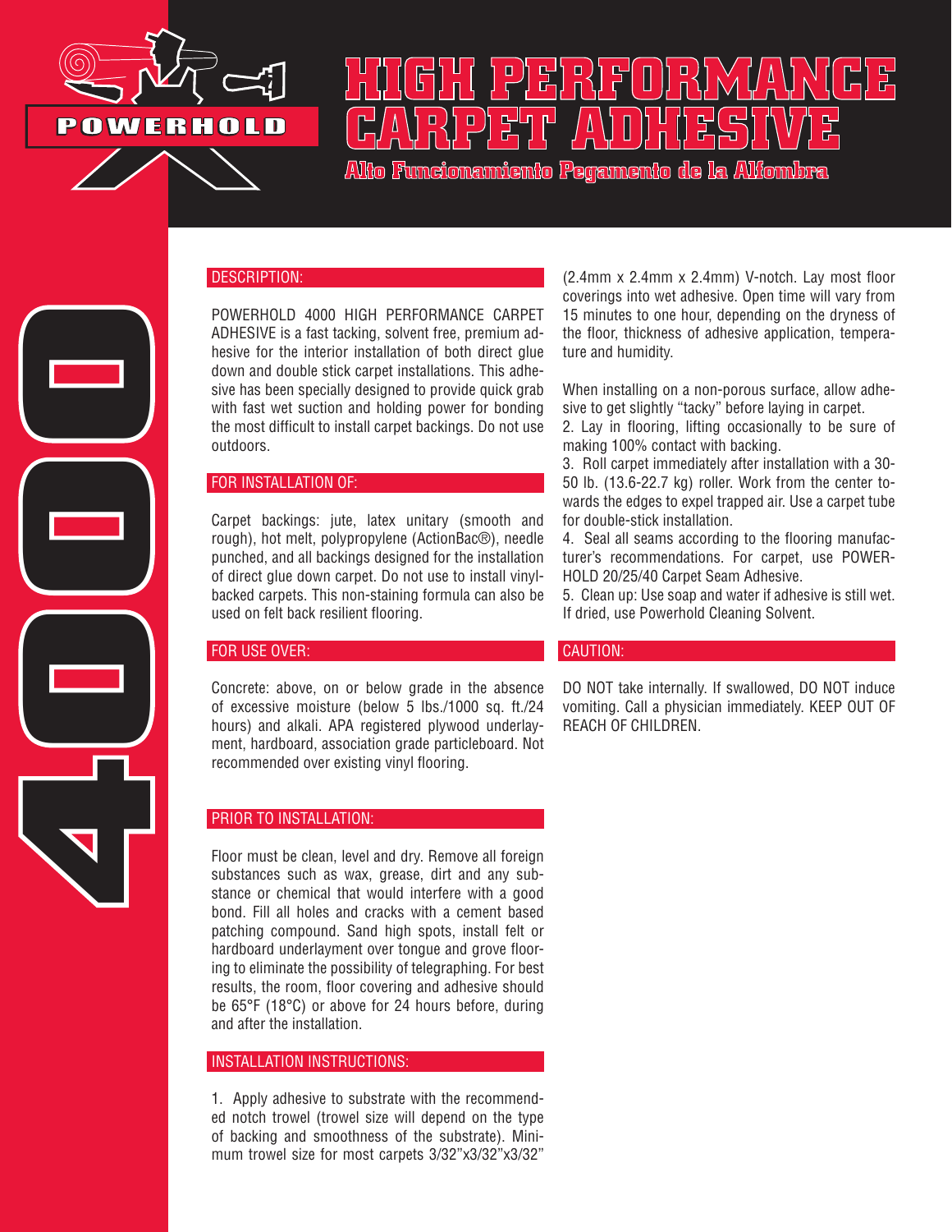POWERHOLD

# HIGH PERFORMANCE CARPET ADHESIVE

**Alto Funcionamiento Pegamento de la Alfombra**

4000

## DESCRIPTION:

POWERHOLD 4000 HIGH PERFORMANCE CARPET ADHESIVE is a fast tacking, solvent free, premium adhesive for the interior installation of both direct glue down and double stick carpet installations. This adhesive has been specially designed to provide quick grab with fast wet suction and holding power for bonding the most difficult to install carpet backings. Do not use outdoors.

## FOR INSTALLATION OF:

Carpet backings: jute, latex unitary (smooth and rough), hot melt, polypropylene (ActionBac®), needle punched, and all backings designed for the installation of direct glue down carpet. Do not use to install vinyl-backed carpets. This non-staining formula can also be used on felt back resilient flooring.

## FOR USE OVER:

Concrete: above, on or below grade in the absence of excessive moisture (below 5 lbs./1000 sq. ft./24 hours) and alkali. APA registered plywood underlayment, hardboard, association grade particleboard. Not recommended over existing vinyl flooring.

## PRIOR TO INSTALLATION:

Floor must be clean, level and dry. Remove all foreign substances such as wax, grease, dirt and any substance or chemical that would interfere with a good bond. Fill all holes and cracks with a cement based patching compound. Sand high spots, install felt or hardboard underlayment over tongue and grove flooring to eliminate the possibility of telegraphing. For best results, the room, floor covering and adhesive should be 65°F (18°C) or above for 24 hours before, during and after the installation.

## INSTALLATION INSTRUCTIONS:

1. Apply adhesive to substrate with the recommended notch trowel (trowel size will depend on the type of backing and smoothness of the substrate). Minimum trowel size for most carpets 3/32"x3/32"x3/32" (2.4mm x 2.4mm x 2.4mm) V-notch. Lay most floor coverings into wet adhesive. Open time will vary from 15 minutes to one hour, depending on the dryness of the floor, thickness of adhesive application, temperature and humidity.

When installing on a non-porous surface, allow adhesive to get slightly "tacky" before laying in carpet.

2. Lay in flooring, lifting occasionally to be sure of making 100% contact with backing.
3. Roll carpet immediately after installation with a 30-50 lb. (13.6-22.7 kg) roller. Work from the center towards the edges to expel trapped air. Use a carpet tube for double-stick installation.
4. Seal all seams according to the flooring manufacturer's recommendations. For carpet, use POWERHOLD 20/25/40 Carpet Seam Adhesive.
5. Clean up: Use soap and water if adhesive is still wet. If dried, use Powerhold Cleaning Solvent.

## CAUTION:

DO NOT take internally. If swallowed, DO NOT induce vomiting. Call a physician immediately. KEEP OUT OF REACH OF CHILDREN.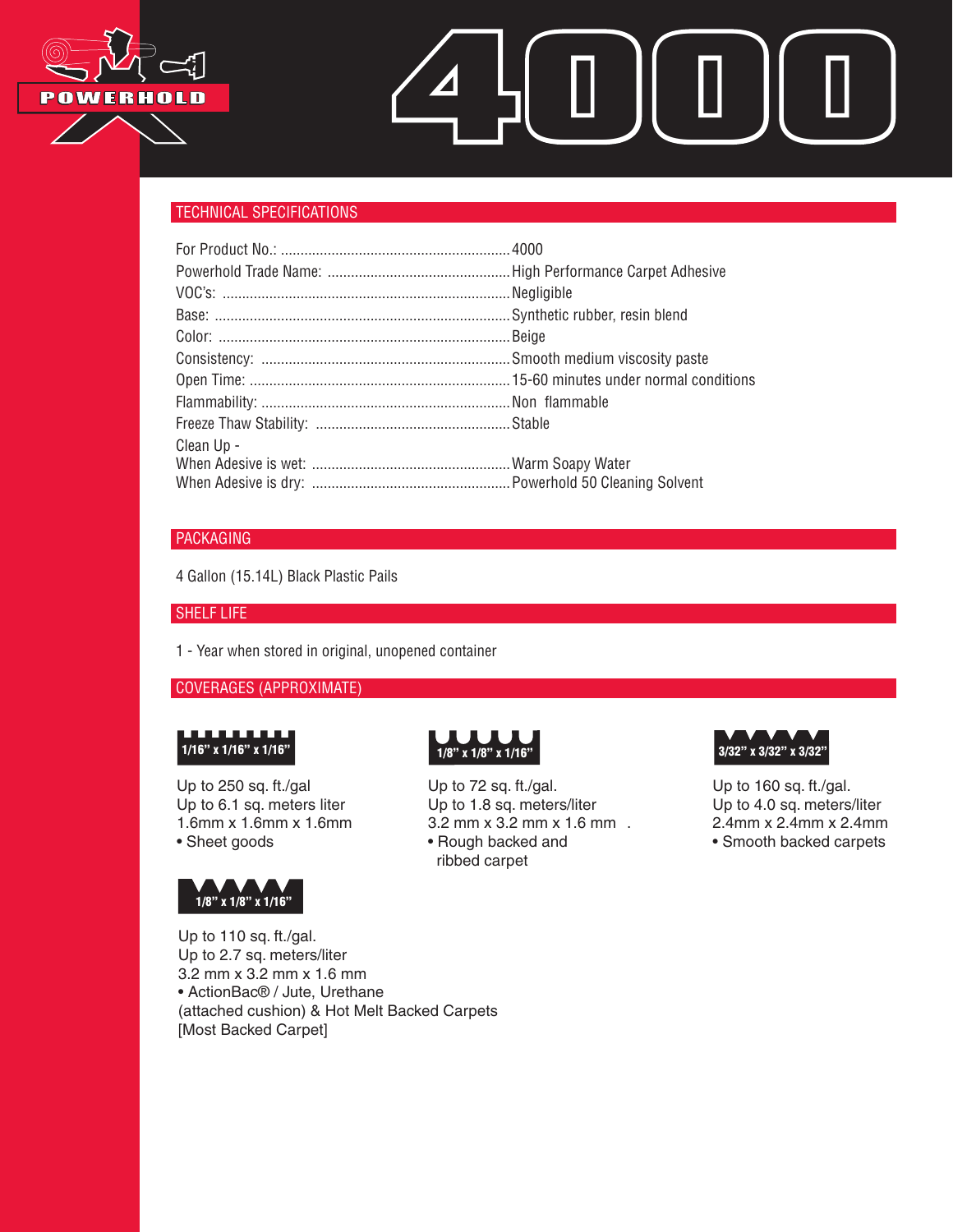POWERHOLD

# 4000

## TECHNICAL SPECIFICATIONS

| | |
|---|---|
| For Product No.: | 4000 |
| Powerhold Trade Name: | High Performance Carpet Adhesive |
| VOC's: | Negligible |
| Base: | Synthetic rubber, resin blend |
| Color: | Beige |
| Consistency: | Smooth medium viscosity paste |
| Open Time: | 15-60 minutes under normal conditions |
| Flammability: | Non flammable |
| Freeze Thaw Stability: | Stable |
| Clean Up - | |
| When Adesive is wet: | Warm Soapy Water |
| When Adesive is dry: | Powerhold 50 Cleaning Solvent |

## PACKAGING

4 Gallon (15.14L) Black Plastic Pails

## SHELF LIFE

1 - Year when stored in original, unopened container

## COVERAGES (APPROXIMATE)

**1/16" x 1/16" x 1/16"**

Up to 250 sq. ft./gal
Up to 6.1 sq. meters liter
1.6mm x 1.6mm x 1.6mm
- Sheet goods

**1/8" x 1/8" x 1/16"**

Up to 72 sq. ft./gal.
Up to 1.8 sq. meters/liter
3.2 mm x 3.2 mm x 1.6 mm .
- Rough backed and ribbed carpet

**3/32" x 3/32" x 3/32"**

Up to 160 sq. ft./gal.
Up to 4.0 sq. meters/liter
2.4mm x 2.4mm x 2.4mm
- Smooth backed carpets

**1/8" x 1/8" x 1/16"**

Up to 110 sq. ft./gal.
Up to 2.7 sq. meters/liter
3.2 mm x 3.2 mm x 1.6 mm
- ActionBac® / Jute, Urethane (attached cushion) & Hot Melt Backed Carpets [Most Backed Carpet]